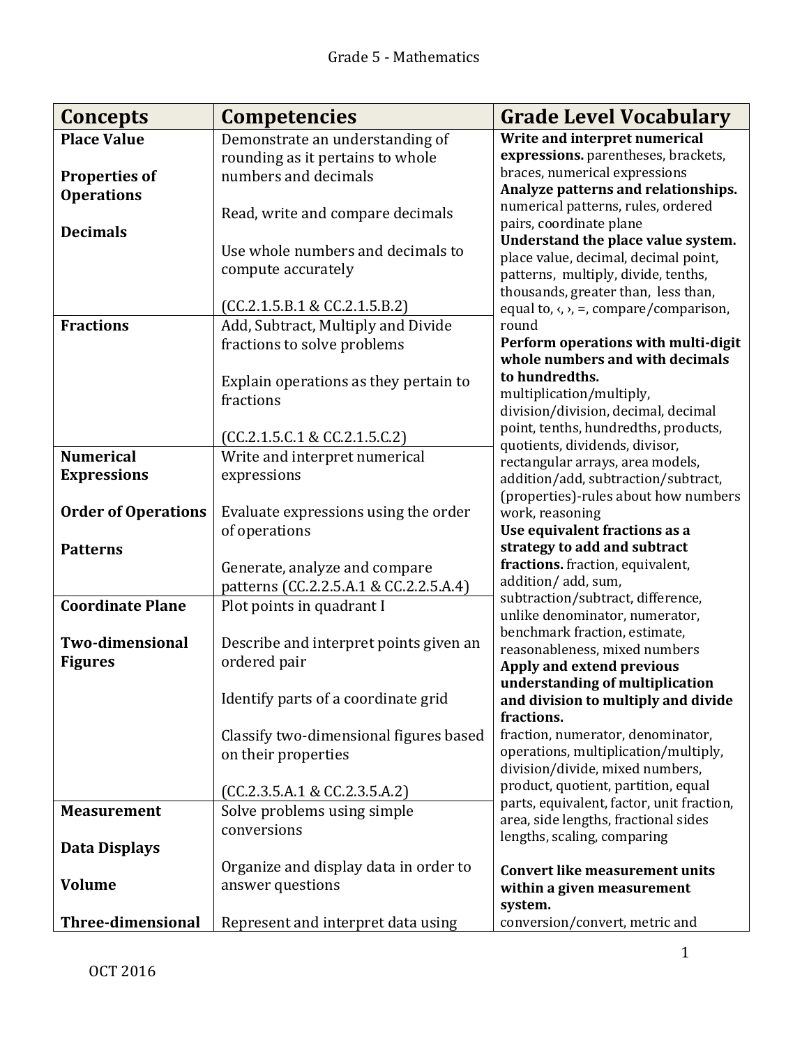# Grade 5 - Mathematics

| Concepts | Competencies | Grade Level Vocabulary |
|---|---|---|
| **Place Value**<br><br>**Properties of Operations**<br><br>**Decimals** | Demonstrate an understanding of rounding as it pertains to whole numbers and decimals<br><br>Read, write and compare decimals<br><br>Use whole numbers and decimals to compute accurately<br><br>(CC.2.1.5.B.1 & CC.2.1.5.B.2) | **Write and interpret numerical expressions.** parentheses, brackets, braces, numerical expressions<br>**Analyze patterns and relationships.** numerical patterns, rules, ordered pairs, coordinate plane<br>**Understand the place value system.** place value, decimal, decimal point, patterns, multiply, divide, tenths, thousands, greater than, less than, equal to, ‹, ›, =, compare/comparison, round<br>**Perform operations with multi-digit whole numbers and with decimals to hundredths.** multiplication/multiply, division/division, decimal, decimal point, tenths, hundredths, products, quotients, dividends, divisor, rectangular arrays, area models, addition/add, subtraction/subtract, (properties)-rules about how numbers work, reasoning<br>**Use equivalent fractions as a strategy to add and subtract fractions.** fraction, equivalent, addition/ add, sum, subtraction/subtract, difference, unlike denominator, numerator, benchmark fraction, estimate, reasonableness, mixed numbers<br>**Apply and extend previous understanding of multiplication and division to multiply and divide fractions.** fraction, numerator, denominator, operations, multiplication/multiply, division/divide, mixed numbers, product, quotient, partition, equal parts, equivalent, factor, unit fraction, area, side lengths, fractional sides lengths, scaling, comparing<br><br>**Convert like measurement units within a given measurement system.** conversion/convert, metric and |
| **Fractions** | Add, Subtract, Multiply and Divide fractions to solve problems<br><br>Explain operations as they pertain to fractions<br><br>(CC.2.1.5.C.1 & CC.2.1.5.C.2) | |
| **Numerical Expressions**<br><br>**Order of Operations**<br><br>**Patterns** | Write and interpret numerical expressions<br><br>Evaluate expressions using the order of operations<br><br>Generate, analyze and compare patterns (CC.2.2.5.A.1 & CC.2.2.5.A.4) | |
| **Coordinate Plane**<br><br>**Two-dimensional Figures** | Plot points in quadrant I<br><br>Describe and interpret points given an ordered pair<br><br>Identify parts of a coordinate grid<br><br>Classify two-dimensional figures based on their properties<br><br>(CC.2.3.5.A.1 & CC.2.3.5.A.2) | |
| **Measurement**<br><br>**Data Displays**<br><br>**Volume**<br><br>**Three-dimensional** | Solve problems using simple conversions<br><br>Organize and display data in order to answer questions<br><br>Represent and interpret data using | |

OCT 2016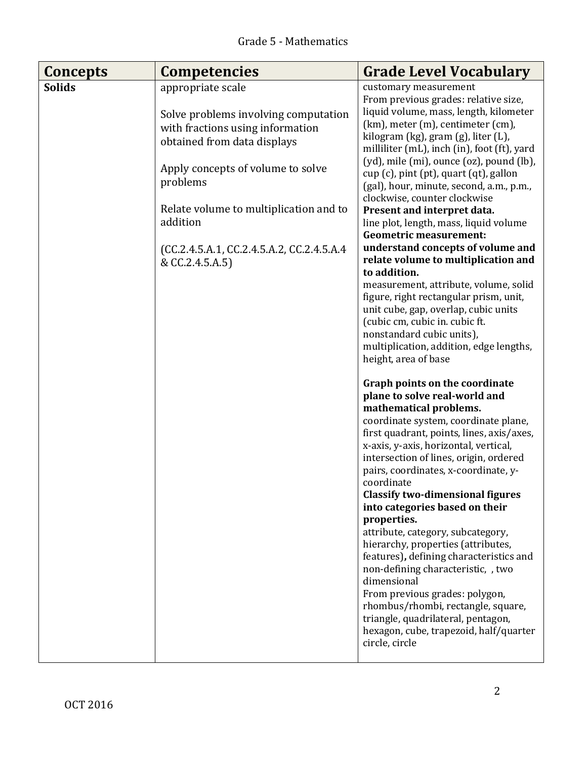Grade 5 - Mathematics

| Concepts | Competencies | Grade Level Vocabulary |
|---|---|---|
| **Solids** | appropriate scale<br><br>Solve problems involving computation with fractions using information obtained from data displays<br><br>Apply concepts of volume to solve problems<br><br>Relate volume to multiplication and to addition<br><br>(CC.2.4.5.A.1, CC.2.4.5.A.2, CC.2.4.5.A.4 & CC.2.4.5.A.5) | customary measurement<br>From previous grades: relative size, liquid volume, mass, length, kilometer (km), meter (m), centimeter (cm), kilogram (kg), gram (g), liter (L), milliliter (mL), inch (in), foot (ft), yard (yd), mile (mi), ounce (oz), pound (lb), cup (c), pint (pt), quart (qt), gallon (gal), hour, minute, second, a.m., p.m., clockwise, counter clockwise<br>**Present and interpret data.**<br>line plot, length, mass, liquid volume<br>**Geometric measurement: understand concepts of volume and relate volume to multiplication and to addition.**<br>measurement, attribute, volume, solid figure, right rectangular prism, unit, unit cube, gap, overlap, cubic units (cubic cm, cubic in. cubic ft. nonstandard cubic units), multiplication, addition, edge lengths, height, area of base<br><br>**Graph points on the coordinate plane to solve real-world and mathematical problems.**<br>coordinate system, coordinate plane, first quadrant, points, lines, axis/axes, x-axis, y-axis, horizontal, vertical, intersection of lines, origin, ordered pairs, coordinates, x-coordinate, y-coordinate<br>**Classify two-dimensional figures into categories based on their properties.**<br>attribute, category, subcategory, hierarchy, properties (attributes, features)**,** defining characteristics and non-defining characteristic, , two dimensional<br>From previous grades: polygon, rhombus/rhombi, rectangle, square, triangle, quadrilateral, pentagon, hexagon, cube, trapezoid, half/quarter circle, circle |

OCT 2016